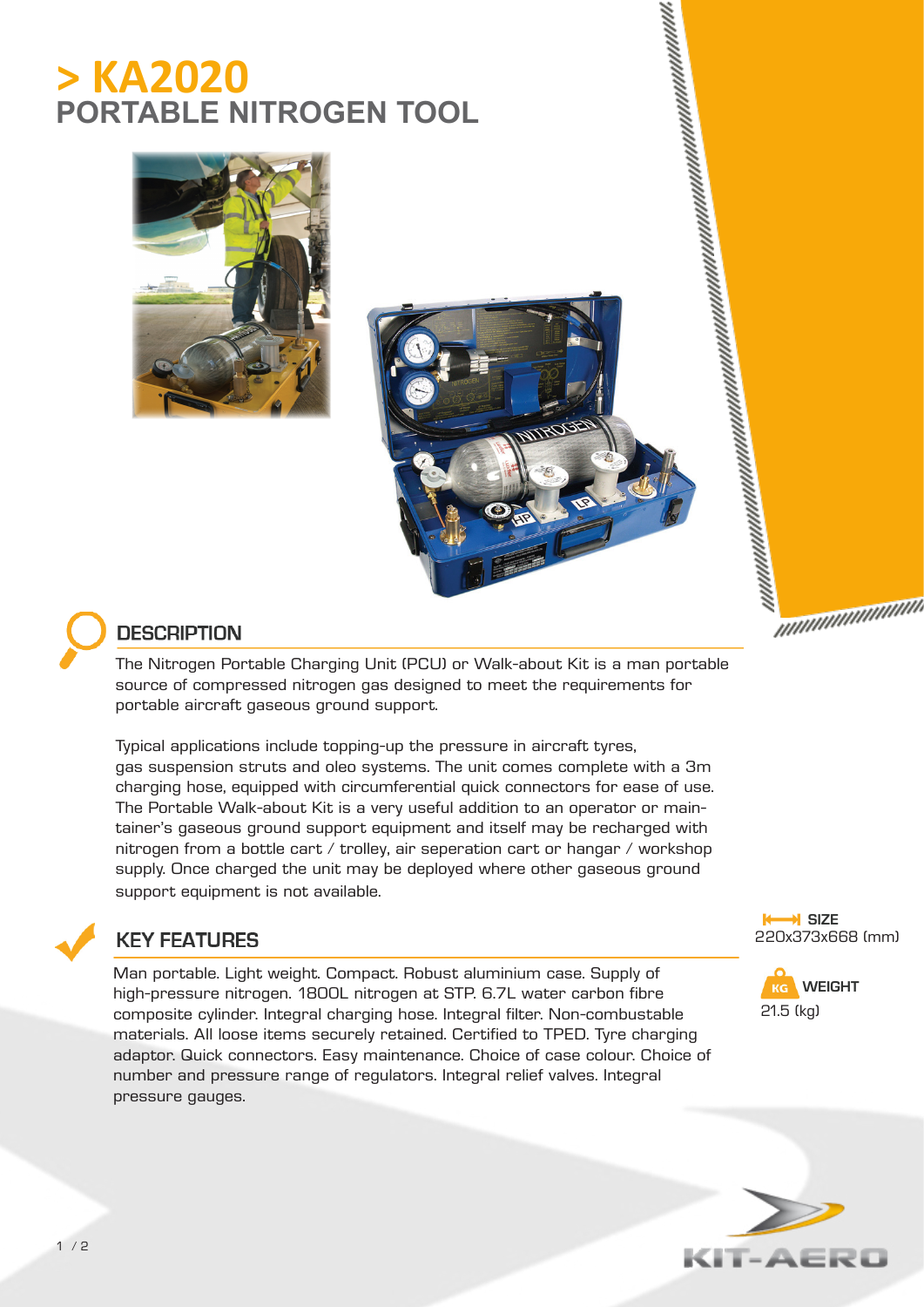# > KA2020

## PORTABLE NITROGEN TOOL

## DESCRIPTION

The Nitrogen Portable Charging Unit (PCU) or Walk-about Kit is a man portable source of compressed nitrogen gas designed to meet the requirements for portable aircraft gaseous ground support.

Typical applications include topping-up the pressure in aircraft tyres, gas suspension struts and oleo systems. The unit comes complete with a 3m charging hose, equipped with circumferential quick connectors for ease of use. The Portable Walk-about Kit is a very useful addition to an operator or maintainer's gaseous ground support equipment and itself may be recharged with nitrogen from a bottle cart / trolley, air seperation cart or hangar / workshop supply. Once charged the unit may be deployed where other gaseous ground support equipment is not available.

## KEY FEATURES

Man portable. Light weight. Compact. Robust aluminium case. Supply of high-pressure nitrogen. 1800L nitrogen at STP. 6.7L water carbon fibre composite cylinder. Integral charging hose. Integral filter. Non-combustable materials. All loose items securely retained. Certified to TPED. Tyre charging adaptor. Quick connectors. Easy maintenance. Choice of case colour. Choice of number and pressure range of regulators. Integral relief valves. Integral pressure gauges.

**SIZE**
220x373x668 (mm)

**WEIGHT**
21.5 (kg)

KIT-AERO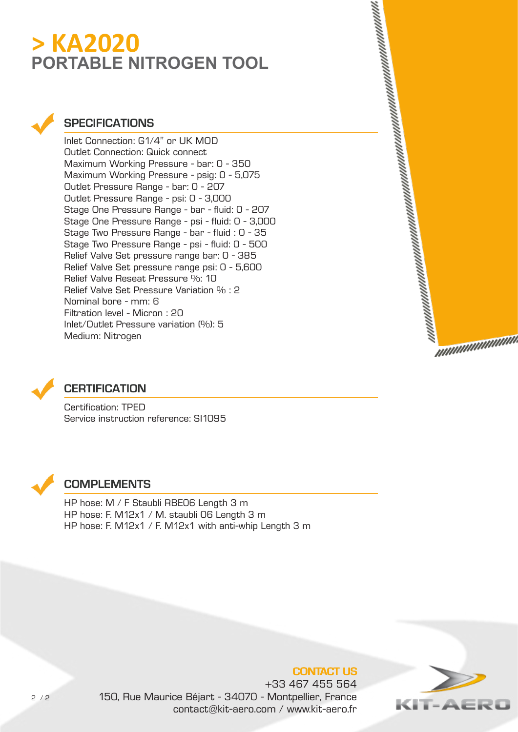# > KA2020

## PORTABLE NITROGEN TOOL

### SPECIFICATIONS

Inlet Connection: G1/4" or UK MOD
Outlet Connection: Quick connect
Maximum Working Pressure - bar: 0 - 350
Maximum Working Pressure - psig: 0 - 5,075
Outlet Pressure Range - bar: 0 - 207
Outlet Pressure Range - psi: 0 - 3,000
Stage One Pressure Range - bar - fluid: 0 - 207
Stage One Pressure Range - psi - fluid: 0 - 3,000
Stage Two Pressure Range - bar - fluid : 0 - 35
Stage Two Pressure Range - psi - fluid: 0 - 500
Relief Valve Set pressure range bar: 0 - 385
Relief Valve Set pressure range psi: 0 - 5,600
Relief Valve Reseat Pressure %: 10
Relief Valve Set Pressure Variation % : 2
Nominal bore - mm: 6
Filtration level - Micron : 20
Inlet/Outlet Pressure variation (%): 5
Medium: Nitrogen

### CERTIFICATION

Certification: TPED
Service instruction reference: SI1095

### COMPLEMENTS

HP hose: M / F Staubli RBE06 Length 3 m
HP hose: F. M12x1 / M. staubli 06 Length 3 m
HP hose: F. M12x1 / F. M12x1 with anti-whip Length 3 m

**CONTACT US**
+33 467 455 564
150, Rue Maurice Béjart - 34070 - Montpellier, France
contact@kit-aero.com / www.kit-aero.fr

KIT-AERO